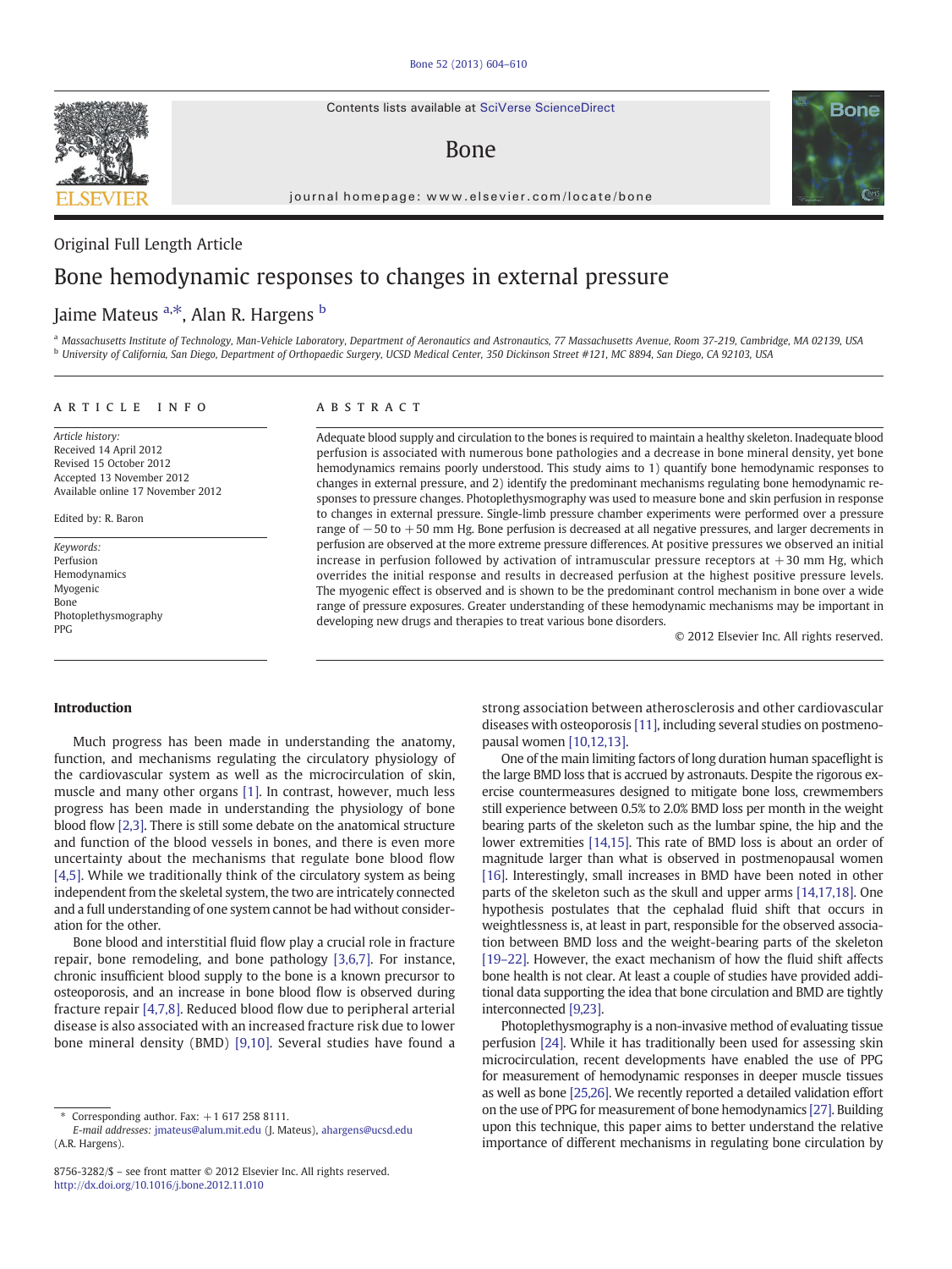Contents lists available at SciVerse ScienceDirect

# Bone

journal homepage: www.elsevier.com/locate/bone

Original Full Length Article

# Bone hemodynamic responses to changes in external pressure

Jaime Mateus [a,*], Alan R. Hargens [b]

[a] Massachusetts Institute of Technology, Man-Vehicle Laboratory, Department of Aeronautics and Astronautics, 77 Massachusetts Avenue, Room 37-219, Cambridge, MA 02139, USA
[b] University of California, San Diego, Department of Orthopaedic Surgery, UCSD Medical Center, 350 Dickinson Street #121, MC 8894, San Diego, CA 92103, USA

## ARTICLE INFO

*Article history:*
Received 14 April 2012
Revised 15 October 2012
Accepted 13 November 2012
Available online 17 November 2012

Edited by: R. Baron

*Keywords:*
Perfusion
Hemodynamics
Myogenic
Bone
Photoplethysmography
PPG

## ABSTRACT

Adequate blood supply and circulation to the bones is required to maintain a healthy skeleton. Inadequate blood perfusion is associated with numerous bone pathologies and a decrease in bone mineral density, yet bone hemodynamics remains poorly understood. This study aims to 1) quantify bone hemodynamic responses to changes in external pressure, and 2) identify the predominant mechanisms regulating bone hemodynamic responses to pressure changes. Photoplethysmography was used to measure bone and skin perfusion in response to changes in external pressure. Single-limb pressure chamber experiments were performed over a pressure range of −50 to +50 mm Hg. Bone perfusion is decreased at all negative pressures, and larger decrements in perfusion are observed at the more extreme pressure differences. At positive pressures we observed an initial increase in perfusion followed by activation of intramuscular pressure receptors at +30 mm Hg, which overrides the initial response and results in decreased perfusion at the highest positive pressure levels. The myogenic effect is observed and is shown to be the predominant control mechanism in bone over a wide range of pressure exposures. Greater understanding of these hemodynamic mechanisms may be important in developing new drugs and therapies to treat various bone disorders.

© 2012 Elsevier Inc. All rights reserved.

## Introduction

Much progress has been made in understanding the anatomy, function, and mechanisms regulating the circulatory physiology of the cardiovascular system as well as the microcirculation of skin, muscle and many other organs [1]. In contrast, however, much less progress has been made in understanding the physiology of bone blood flow [2,3]. There is still some debate on the anatomical structure and function of the blood vessels in bones, and there is even more uncertainty about the mechanisms that regulate bone blood flow [4,5]. While we traditionally think of the circulatory system as being independent from the skeletal system, the two are intricately connected and a full understanding of one system cannot be had without consideration for the other.

Bone blood and interstitial fluid flow play a crucial role in fracture repair, bone remodeling, and bone pathology [3,6,7]. For instance, chronic insufficient blood supply to the bone is a known precursor to osteoporosis, and an increase in bone blood flow is observed during fracture repair [4,7,8]. Reduced blood flow due to peripheral arterial disease is also associated with an increased fracture risk due to lower bone mineral density (BMD) [9,10]. Several studies have found a strong association between atherosclerosis and other cardiovascular diseases with osteoporosis [11], including several studies on postmenopausal women [10,12,13].

One of the main limiting factors of long duration human spaceflight is the large BMD loss that is accrued by astronauts. Despite the rigorous exercise countermeasures designed to mitigate bone loss, crewmembers still experience between 0.5% to 2.0% BMD loss per month in the weight bearing parts of the skeleton such as the lumbar spine, the hip and the lower extremities [14,15]. This rate of BMD loss is about an order of magnitude larger than what is observed in postmenopausal women [16]. Interestingly, small increases in BMD have been noted in other parts of the skeleton such as the skull and upper arms [14,17,18]. One hypothesis postulates that the cephalad fluid shift that occurs in weightlessness is, at least in part, responsible for the observed association between BMD loss and the weight-bearing parts of the skeleton [19–22]. However, the exact mechanism of how the fluid shift affects bone health is not clear. At least a couple of studies have provided additional data supporting the idea that bone circulation and BMD are tightly interconnected [9,23].

Photoplethysmography is a non-invasive method of evaluating tissue perfusion [24]. While it has traditionally been used for assessing skin microcirculation, recent developments have enabled the use of PPG for measurement of hemodynamic responses in deeper muscle tissues as well as bone [25,26]. We recently reported a detailed validation effort on the use of PPG for measurement of bone hemodynamics [27]. Building upon this technique, this paper aims to better understand the relative importance of different mechanisms in regulating bone circulation by

\* Corresponding author. Fax: +1 617 258 8111.
*E-mail addresses:* jmateus@alum.mit.edu (J. Mateus), ahargens@ucsd.edu (A.R. Hargens).

8756-3282/$ – see front matter © 2012 Elsevier Inc. All rights reserved.
http://dx.doi.org/10.1016/j.bone.2012.11.010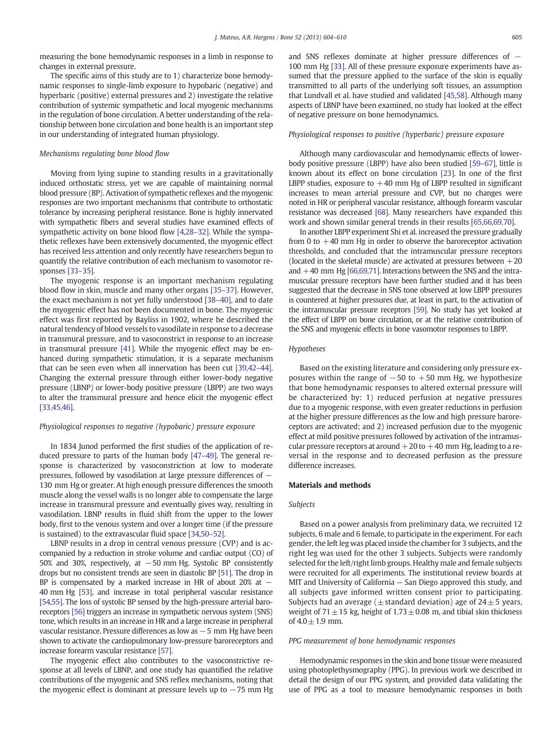measuring the bone hemodynamic responses in a limb in response to changes in external pressure.

The specific aims of this study are to 1) characterize bone hemodynamic responses to single-limb exposure to hypobaric (negative) and hyperbaric (positive) external pressures and 2) investigate the relative contribution of systemic sympathetic and local myogenic mechanisms in the regulation of bone circulation. A better understanding of the relationship between bone circulation and bone health is an important step in our understanding of integrated human physiology.

### *Mechanisms regulating bone blood flow*

Moving from lying supine to standing results in a gravitationally induced orthostatic stress, yet we are capable of maintaining normal blood pressure (BP). Activation of sympathetic reflexes and the myogenic responses are two important mechanisms that contribute to orthostatic tolerance by increasing peripheral resistance. Bone is highly innervated with sympathetic fibers and several studies have examined effects of sympathetic activity on bone blood flow [4,28–32]. While the sympathetic reflexes have been extensively documented, the myogenic effect has received less attention and only recently have researchers begun to quantify the relative contribution of each mechanism to vasomotor responses [33–35].

The myogenic response is an important mechanism regulating blood flow in skin, muscle and many other organs [35–37]. However, the exact mechanism is not yet fully understood [38–40], and to date the myogenic effect has not been documented in bone. The myogenic effect was first reported by Bayliss in 1902, where he described the natural tendency of blood vessels to vasodilate in response to a decrease in transmural pressure, and to vasoconstrict in response to an increase in transmural pressure [41]. While the myogenic effect may be enhanced during sympathetic stimulation, it is a separate mechanism that can be seen even when all innervation has been cut [39,42–44]. Changing the external pressure through either lower-body negative pressure (LBNP) or lower-body positive pressure (LBPP) are two ways to alter the transmural pressure and hence elicit the myogenic effect [33,45,46].

### *Physiological responses to negative (hypobaric) pressure exposure*

In 1834 Junod performed the first studies of the application of reduced pressure to parts of the human body [47–49]. The general response is characterized by vasoconstriction at low to moderate pressures, followed by vasodilation at large pressure differences of −130 mm Hg or greater. At high enough pressure differences the smooth muscle along the vessel walls is no longer able to compensate the large increase in transmural pressure and eventually gives way, resulting in vasodilation. LBNP results in fluid shift from the upper to the lower body, first to the venous system and over a longer time (if the pressure is sustained) to the extravascular fluid space [34,50–52].

LBNP results in a drop in central venous pressure (CVP) and is accompanied by a reduction in stroke volume and cardiac output (CO) of 50% and 30%, respectively, at −50 mm Hg. Systolic BP consistently drops but no consistent trends are seen in diastolic BP [51]. The drop in BP is compensated by a marked increase in HR of about 20% at −40 mm Hg [53], and increase in total peripheral vascular resistance [54,55]. The loss of systolic BP sensed by the high-pressure arterial baroreceptors [56] triggers an increase in sympathetic nervous system (SNS) tone, which results in an increase in HR and a large increase in peripheral vascular resistance. Pressure differences as low as −5 mm Hg have been shown to activate the cardiopulmonary low-pressure baroreceptors and increase forearm vascular resistance [57].

The myogenic effect also contributes to the vasoconstrictive response at all levels of LBNP, and one study has quantified the relative contributions of the myogenic and SNS reflex mechanisms, noting that the myogenic effect is dominant at pressure levels up to −75 mm Hg and SNS reflexes dominate at higher pressure differences of −100 mm Hg [33]. All of these pressure exposure experiments have assumed that the pressure applied to the surface of the skin is equally transmitted to all parts of the underlying soft tissues, an assumption that Lundvall et al. have studied and validated [45,58]. Although many aspects of LBNP have been examined, no study has looked at the effect of negative pressure on bone hemodynamics.

### *Physiological responses to positive (hyperbaric) pressure exposure*

Although many cardiovascular and hemodynamic effects of lower-body positive pressure (LBPP) have also been studied [59–67], little is known about its effect on bone circulation [23]. In one of the first LBPP studies, exposure to +40 mm Hg of LBPP resulted in significant increases to mean arterial pressure and CVP, but no changes were noted in HR or peripheral vascular resistance, although forearm vascular resistance was decreased [68]. Many researchers have expanded this work and shown similar general trends in their results [65,66,69,70].

In another LBPP experiment Shi et al. increased the pressure gradually from 0 to +40 mm Hg in order to observe the baroreceptor activation thresholds, and concluded that the intramuscular pressure receptors (located in the skeletal muscle) are activated at pressures between +20 and +40 mm Hg [66,69,71]. Interactions between the SNS and the intramuscular pressure receptors have been further studied and it has been suggested that the decrease in SNS tone observed at low LBPP pressures is countered at higher pressures due, at least in part, to the activation of the intramuscular pressure receptors [59]. No study has yet looked at the effect of LBPP on bone circulation, or at the relative contribution of the SNS and myogenic effects in bone vasomotor responses to LBPP.

### *Hypotheses*

Based on the existing literature and considering only pressure exposures within the range of −50 to +50 mm Hg, we hypothesize that bone hemodynamic responses to altered external pressure will be characterized by: 1) reduced perfusion at negative pressures due to a myogenic response, with even greater reductions in perfusion at the higher pressure differences as the low and high pressure baroreceptors are activated; and 2) increased perfusion due to the myogenic effect at mild positive pressures followed by activation of the intramuscular pressure receptors at around +20 to +40 mm Hg, leading to a reversal in the response and to decreased perfusion as the pressure difference increases.

## Materials and methods

### *Subjects*

Based on a power analysis from preliminary data, we recruited 12 subjects, 6 male and 6 female, to participate in the experiment. For each gender, the left leg was placed inside the chamber for 3 subjects, and the right leg was used for the other 3 subjects. Subjects were randomly selected for the left/right limb groups. Healthy male and female subjects were recruited for all experiments. The institutional review boards at MIT and University of California — San Diego approved this study, and all subjects gave informed written consent prior to participating. Subjects had an average (±standard deviation) age of 24±5 years, weight of 71±15 kg, height of 1.73±0.08 m, and tibial skin thickness of 4.0±1.9 mm.

### *PPG measurement of bone hemodynamic responses*

Hemodynamic responses in the skin and bone tissue were measured using photoplethysmography (PPG). In previous work we described in detail the design of our PPG system, and provided data validating the use of PPG as a tool to measure hemodynamic responses in both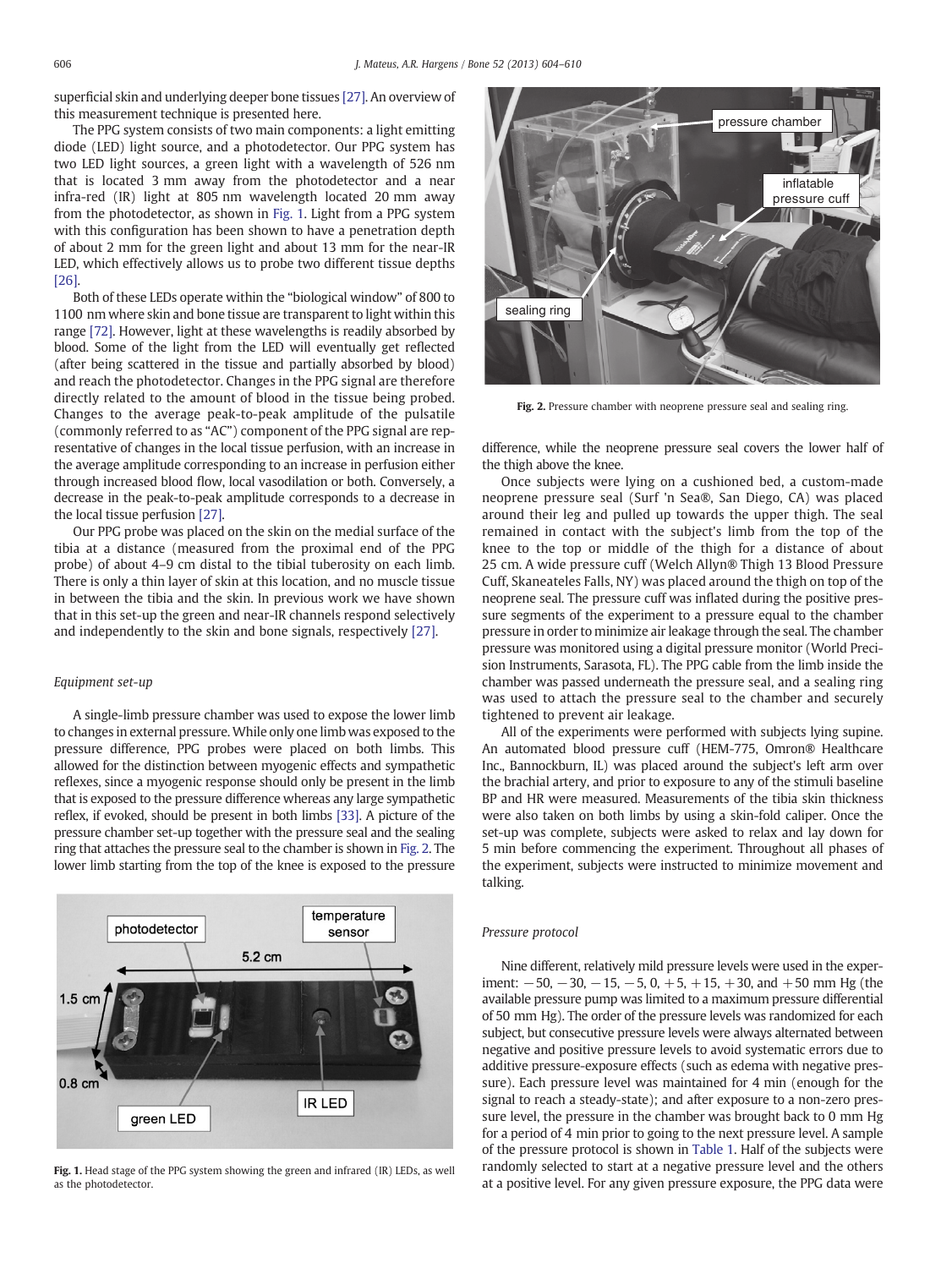superficial skin and underlying deeper bone tissues [27]. An overview of this measurement technique is presented here.

The PPG system consists of two main components: a light emitting diode (LED) light source, and a photodetector. Our PPG system has two LED light sources, a green light with a wavelength of 526 nm that is located 3 mm away from the photodetector and a near infra-red (IR) light at 805 nm wavelength located 20 mm away from the photodetector, as shown in Fig. 1. Light from a PPG system with this configuration has been shown to have a penetration depth of about 2 mm for the green light and about 13 mm for the near-IR LED, which effectively allows us to probe two different tissue depths [26].

Both of these LEDs operate within the "biological window" of 800 to 1100 nm where skin and bone tissue are transparent to light within this range [72]. However, light at these wavelengths is readily absorbed by blood. Some of the light from the LED will eventually get reflected (after being scattered in the tissue and partially absorbed by blood) and reach the photodetector. Changes in the PPG signal are therefore directly related to the amount of blood in the tissue being probed. Changes to the average peak-to-peak amplitude of the pulsatile (commonly referred to as "AC") component of the PPG signal are representative of changes in the local tissue perfusion, with an increase in the average amplitude corresponding to an increase in perfusion either through increased blood flow, local vasodilation or both. Conversely, a decrease in the peak-to-peak amplitude corresponds to a decrease in the local tissue perfusion [27].

Our PPG probe was placed on the skin on the medial surface of the tibia at a distance (measured from the proximal end of the PPG probe) of about 4–9 cm distal to the tibial tuberosity on each limb. There is only a thin layer of skin at this location, and no muscle tissue in between the tibia and the skin. In previous work we have shown that in this set-up the green and near-IR channels respond selectively and independently to the skin and bone signals, respectively [27].

### Equipment set-up

A single-limb pressure chamber was used to expose the lower limb to changes in external pressure. While only one limb was exposed to the pressure difference, PPG probes were placed on both limbs. This allowed for the distinction between myogenic effects and sympathetic reflexes, since a myogenic response should only be present in the limb that is exposed to the pressure difference whereas any large sympathetic reflex, if evoked, should be present in both limbs [33]. A picture of the pressure chamber set-up together with the pressure seal and the sealing ring that attaches the pressure seal to the chamber is shown in Fig. 2. The lower limb starting from the top of the knee is exposed to the pressure difference, while the neoprene pressure seal covers the lower half of the thigh above the knee.

Fig. 1. Head stage of the PPG system showing the green and infrared (IR) LEDs, as well as the photodetector.

Fig. 2. Pressure chamber with neoprene pressure seal and sealing ring.

Once subjects were lying on a cushioned bed, a custom-made neoprene pressure seal (Surf 'n Sea®, San Diego, CA) was placed around their leg and pulled up towards the upper thigh. The seal remained in contact with the subject's limb from the top of the knee to the top or middle of the thigh for a distance of about 25 cm. A wide pressure cuff (Welch Allyn® Thigh 13 Blood Pressure Cuff, Skaneateles Falls, NY) was placed around the thigh on top of the neoprene seal. The pressure cuff was inflated during the positive pressure segments of the experiment to a pressure equal to the chamber pressure in order to minimize air leakage through the seal. The chamber pressure was monitored using a digital pressure monitor (World Precision Instruments, Sarasota, FL). The PPG cable from the limb inside the chamber was passed underneath the pressure seal, and a sealing ring was used to attach the pressure seal to the chamber and securely tightened to prevent air leakage.

All of the experiments were performed with subjects lying supine. An automated blood pressure cuff (HEM-775, Omron® Healthcare Inc., Bannockburn, IL) was placed around the subject's left arm over the brachial artery, and prior to exposure to any of the stimuli baseline BP and HR were measured. Measurements of the tibia skin thickness were also taken on both limbs by using a skin-fold caliper. Once the set-up was complete, subjects were asked to relax and lay down for 5 min before commencing the experiment. Throughout all phases of the experiment, subjects were instructed to minimize movement and talking.

### Pressure protocol

Nine different, relatively mild pressure levels were used in the experiment: −50, −30, −15, −5, 0, +5, +15, +30, and +50 mm Hg (the available pressure pump was limited to a maximum pressure differential of 50 mm Hg). The order of the pressure levels was randomized for each subject, but consecutive pressure levels were always alternated between negative and positive pressure levels to avoid systematic errors due to additive pressure-exposure effects (such as edema with negative pressure). Each pressure level was maintained for 4 min (enough for the signal to reach a steady-state); and after exposure to a non-zero pressure level, the pressure in the chamber was brought back to 0 mm Hg for a period of 4 min prior to going to the next pressure level. A sample of the pressure protocol is shown in Table 1. Half of the subjects were randomly selected to start at a negative pressure level and the others at a positive level. For any given pressure exposure, the PPG data were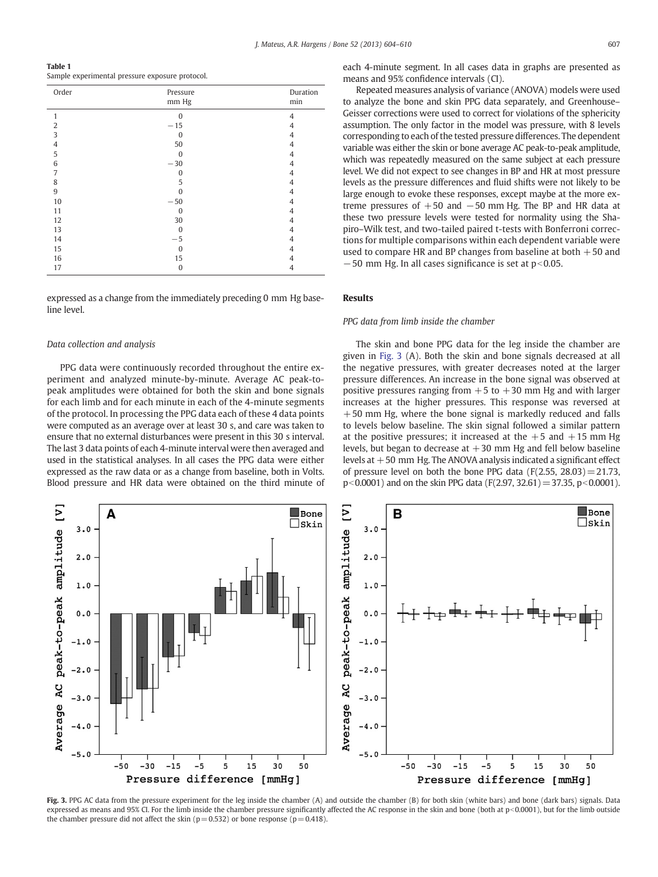**Table 1**
Sample experimental pressure exposure protocol.

| Order | Pressure mm Hg | Duration min |
|---|---|---|
| 1 | 0 | 4 |
| 2 | −15 | 4 |
| 3 | 0 | 4 |
| 4 | 50 | 4 |
| 5 | 0 | 4 |
| 6 | −30 | 4 |
| 7 | 0 | 4 |
| 8 | 5 | 4 |
| 9 | 0 | 4 |
| 10 | −50 | 4 |
| 11 | 0 | 4 |
| 12 | 30 | 4 |
| 13 | 0 | 4 |
| 14 | −5 | 4 |
| 15 | 0 | 4 |
| 16 | 15 | 4 |
| 17 | 0 | 4 |

expressed as a change from the immediately preceding 0 mm Hg baseline level.

### *Data collection and analysis*

PPG data were continuously recorded throughout the entire experiment and analyzed minute-by-minute. Average AC peak-to-peak amplitudes were obtained for both the skin and bone signals for each limb and for each minute in each of the 4-minute segments of the protocol. In processing the PPG data each of these 4 data points were computed as an average over at least 30 s, and care was taken to ensure that no external disturbances were present in this 30 s interval. The last 3 data points of each 4-minute interval were then averaged and used in the statistical analyses. In all cases the PPG data were either expressed as the raw data or as a change from baseline, both in Volts. Blood pressure and HR data were obtained on the third minute of each 4-minute segment. In all cases data in graphs are presented as means and 95% confidence intervals (CI).

Repeated measures analysis of variance (ANOVA) models were used to analyze the bone and skin PPG data separately, and Greenhouse–Geisser corrections were used to correct for violations of the sphericity assumption. The only factor in the model was pressure, with 8 levels corresponding to each of the tested pressure differences. The dependent variable was either the skin or bone average AC peak-to-peak amplitude, which was repeatedly measured on the same subject at each pressure level. We did not expect to see changes in BP and HR at most pressure levels as the pressure differences and fluid shifts were not likely to be large enough to evoke these responses, except maybe at the more extreme pressures of +50 and −50 mm Hg. The BP and HR data at these two pressure levels were tested for normality using the Shapiro–Wilk test, and two-tailed paired t-tests with Bonferroni corrections for multiple comparisons within each dependent variable were used to compare HR and BP changes from baseline at both +50 and −50 mm Hg. In all cases significance is set at $p<0.05$.

## Results

### *PPG data from limb inside the chamber*

The skin and bone PPG data for the leg inside the chamber are given in Fig. 3 (A). Both the skin and bone signals decreased at all the negative pressures, with greater decreases noted at the larger pressure differences. An increase in the bone signal was observed at positive pressures ranging from +5 to +30 mm Hg and with larger increases at the higher pressures. This response was reversed at +50 mm Hg, where the bone signal is markedly reduced and falls to levels below baseline. The skin signal followed a similar pattern at the positive pressures; it increased at the +5 and +15 mm Hg levels, but began to decrease at +30 mm Hg and fell below baseline levels at +50 mm Hg. The ANOVA analysis indicated a significant effect of pressure level on both the bone PPG data ($F(2.55, 28.03)=21.73$, $p<0.0001$) and on the skin PPG data ($F(2.97, 32.61)=37.35$, $p<0.0001$).

**Fig. 3.** PPG AC data from the pressure experiment for the leg inside the chamber (A) and outside the chamber (B) for both skin (white bars) and bone (dark bars) signals. Data expressed as means and 95% CI. For the limb inside the chamber pressure significantly affected the AC response in the skin and bone (both at $p<0.0001$), but for the limb outside the chamber pressure did not affect the skin ($p=0.532$) or bone response ($p=0.418$).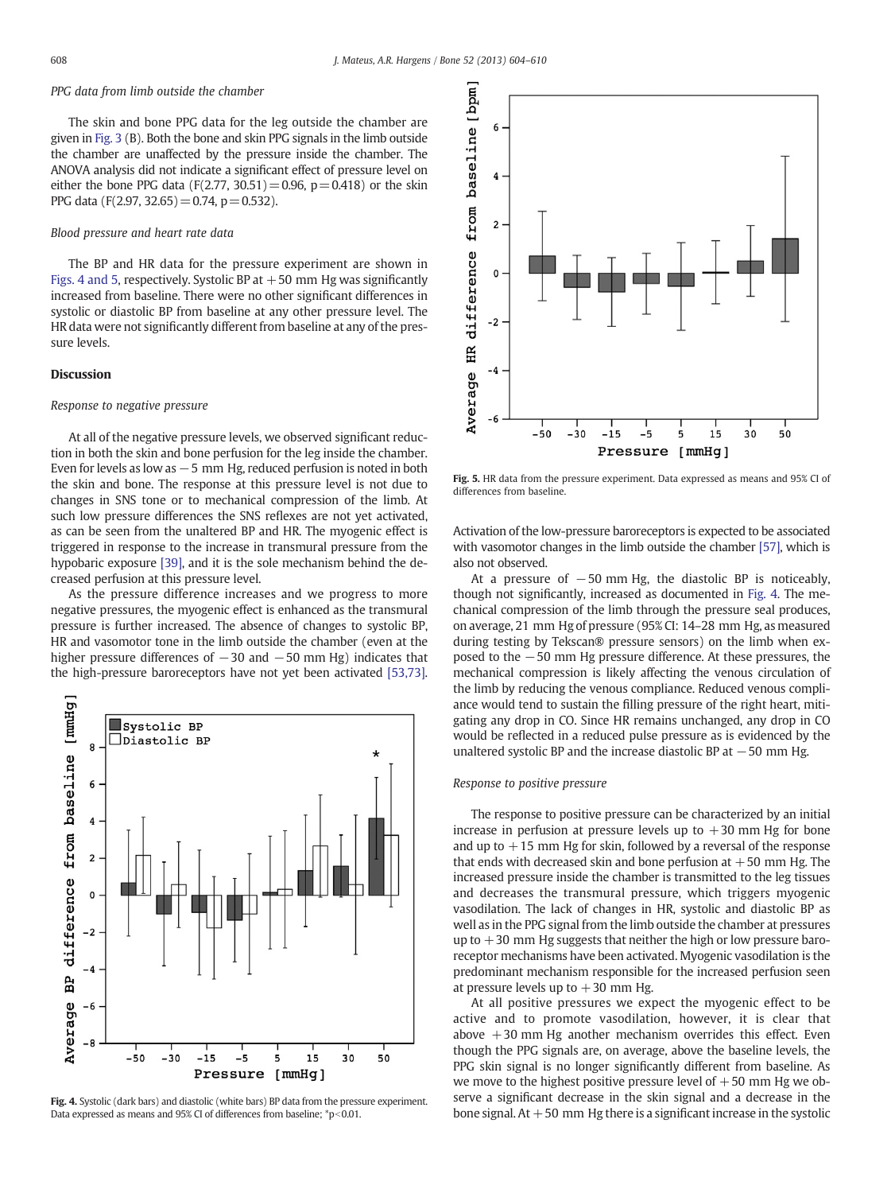*PPG data from limb outside the chamber*

The skin and bone PPG data for the leg outside the chamber are given in Fig. 3 (B). Both the bone and skin PPG signals in the limb outside the chamber are unaffected by the pressure inside the chamber. The ANOVA analysis did not indicate a significant effect of pressure level on either the bone PPG data ($F(2.77, 30.51)=0.96$, $p=0.418$) or the skin PPG data ($F(2.97, 32.65)=0.74$, $p=0.532$).

*Blood pressure and heart rate data*

The BP and HR data for the pressure experiment are shown in Figs. 4 and 5, respectively. Systolic BP at +50 mm Hg was significantly increased from baseline. There were no other significant differences in systolic or diastolic BP from baseline at any other pressure level. The HR data were not significantly different from baseline at any of the pressure levels.

## Discussion

*Response to negative pressure*

At all of the negative pressure levels, we observed significant reduction in both the skin and bone perfusion for the leg inside the chamber. Even for levels as low as −5 mm Hg, reduced perfusion is noted in both the skin and bone. The response at this pressure level is not due to changes in SNS tone or to mechanical compression of the limb. At such low pressure differences the SNS reflexes are not yet activated, as can be seen from the unaltered BP and HR. The myogenic effect is triggered in response to the increase in transmural pressure from the hypobaric exposure [39], and it is the sole mechanism behind the decreased perfusion at this pressure level.

As the pressure difference increases and we progress to more negative pressures, the myogenic effect is enhanced as the transmural pressure is further increased. The absence of changes to systolic BP, HR and vasomotor tone in the limb outside the chamber (even at the higher pressure differences of −30 and −50 mm Hg) indicates that the high-pressure baroreceptors have not yet been activated [53,73].

Fig. 4. Systolic (dark bars) and diastolic (white bars) BP data from the pressure experiment. Data expressed as means and 95% CI of differences from baseline; *$p<0.01$.

Fig. 5. HR data from the pressure experiment. Data expressed as means and 95% CI of differences from baseline.

Activation of the low-pressure baroreceptors is expected to be associated with vasomotor changes in the limb outside the chamber [57], which is also not observed.

At a pressure of −50 mm Hg, the diastolic BP is noticeably, though not significantly, increased as documented in Fig. 4. The mechanical compression of the limb through the pressure seal produces, on average, 21 mm Hg of pressure (95% CI: 14–28 mm Hg, as measured during testing by Tekscan® pressure sensors) on the limb when exposed to the −50 mm Hg pressure difference. At these pressures, the mechanical compression is likely affecting the venous circulation of the limb by reducing the venous compliance. Reduced venous compliance would tend to sustain the filling pressure of the right heart, mitigating any drop in CO. Since HR remains unchanged, any drop in CO would be reflected in a reduced pulse pressure as is evidenced by the unaltered systolic BP and the increase diastolic BP at −50 mm Hg.

*Response to positive pressure*

The response to positive pressure can be characterized by an initial increase in perfusion at pressure levels up to +30 mm Hg for bone and up to +15 mm Hg for skin, followed by a reversal of the response that ends with decreased skin and bone perfusion at +50 mm Hg. The increased pressure inside the chamber is transmitted to the leg tissues and decreases the transmural pressure, which triggers myogenic vasodilation. The lack of changes in HR, systolic and diastolic BP as well as in the PPG signal from the limb outside the chamber at pressures up to +30 mm Hg suggests that neither the high or low pressure baroreceptor mechanisms have been activated. Myogenic vasodilation is the predominant mechanism responsible for the increased perfusion seen at pressure levels up to +30 mm Hg.

At all positive pressures we expect the myogenic effect to be active and to promote vasodilation, however, it is clear that above +30 mm Hg another mechanism overrides this effect. Even though the PPG signals are, on average, above the baseline levels, the PPG skin signal is no longer significantly different from baseline. As we move to the highest positive pressure level of +50 mm Hg we observe a significant decrease in the skin signal and a decrease in the bone signal. At +50 mm Hg there is a significant increase in the systolic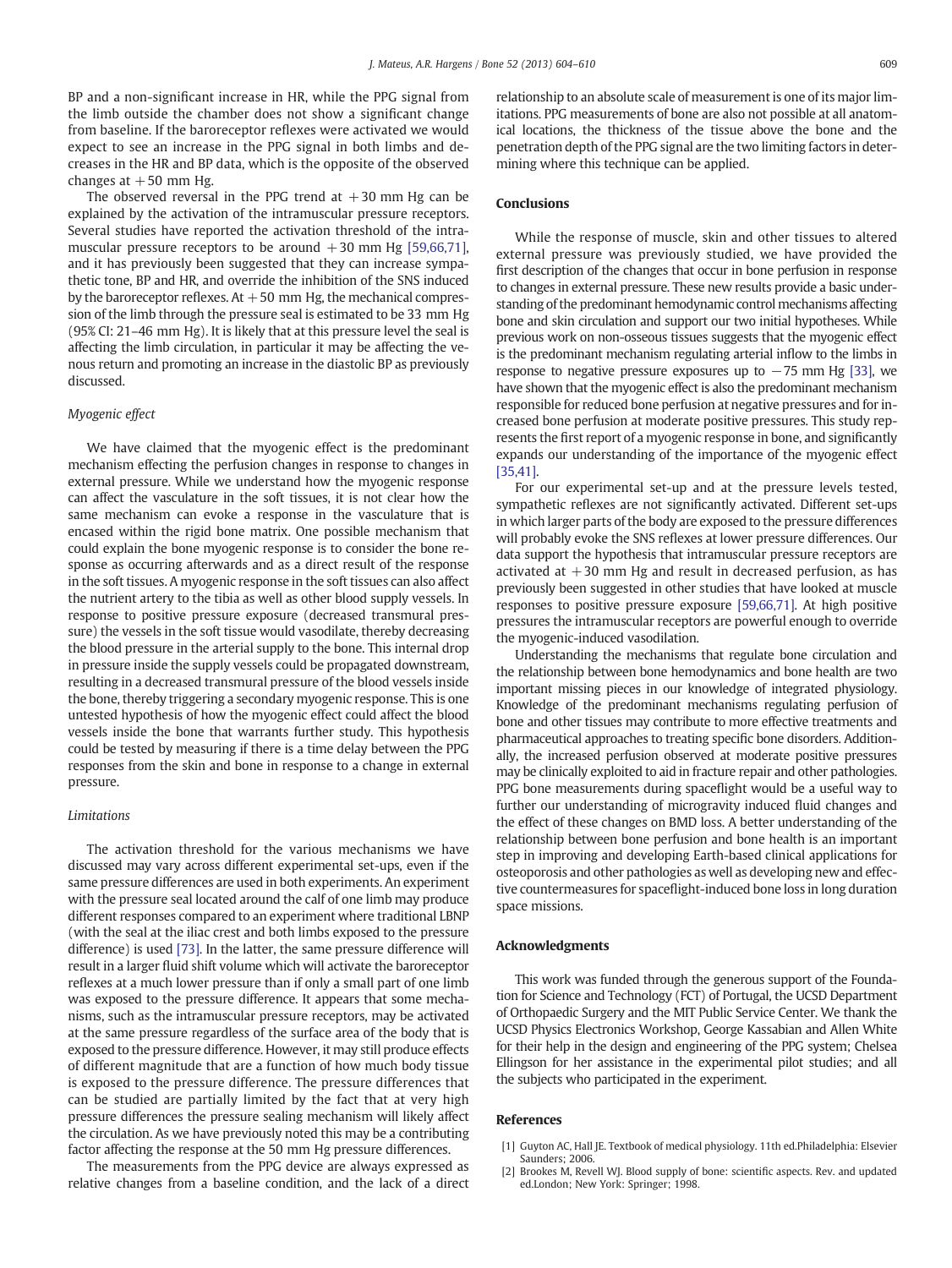BP and a non-significant increase in HR, while the PPG signal from the limb outside the chamber does not show a significant change from baseline. If the baroreceptor reflexes were activated we would expect to see an increase in the PPG signal in both limbs and decreases in the HR and BP data, which is the opposite of the observed changes at +50 mm Hg.

The observed reversal in the PPG trend at +30 mm Hg can be explained by the activation of the intramuscular pressure receptors. Several studies have reported the activation threshold of the intramuscular pressure receptors to be around +30 mm Hg [59,66,71], and it has previously been suggested that they can increase sympathetic tone, BP and HR, and override the inhibition of the SNS induced by the baroreceptor reflexes. At +50 mm Hg, the mechanical compression of the limb through the pressure seal is estimated to be 33 mm Hg (95% CI: 21–46 mm Hg). It is likely that at this pressure level the seal is affecting the limb circulation, in particular it may be affecting the venous return and promoting an increase in the diastolic BP as previously discussed.

### *Myogenic effect*

We have claimed that the myogenic effect is the predominant mechanism effecting the perfusion changes in response to changes in external pressure. While we understand how the myogenic response can affect the vasculature in the soft tissues, it is not clear how the same mechanism can evoke a response in the vasculature that is encased within the rigid bone matrix. One possible mechanism that could explain the bone myogenic response is to consider the bone response as occurring afterwards and as a direct result of the response in the soft tissues. A myogenic response in the soft tissues can also affect the nutrient artery to the tibia as well as other blood supply vessels. In response to positive pressure exposure (decreased transmural pressure) the vessels in the soft tissue would vasodilate, thereby decreasing the blood pressure in the arterial supply to the bone. This internal drop in pressure inside the supply vessels could be propagated downstream, resulting in a decreased transmural pressure of the blood vessels inside the bone, thereby triggering a secondary myogenic response. This is one untested hypothesis of how the myogenic effect could affect the blood vessels inside the bone that warrants further study. This hypothesis could be tested by measuring if there is a time delay between the PPG responses from the skin and bone in response to a change in external pressure.

### *Limitations*

The activation threshold for the various mechanisms we have discussed may vary across different experimental set-ups, even if the same pressure differences are used in both experiments. An experiment with the pressure seal located around the calf of one limb may produce different responses compared to an experiment where traditional LBNP (with the seal at the iliac crest and both limbs exposed to the pressure difference) is used [73]. In the latter, the same pressure difference will result in a larger fluid shift volume which will activate the baroreceptor reflexes at a much lower pressure than if only a small part of one limb was exposed to the pressure difference. It appears that some mechanisms, such as the intramuscular pressure receptors, may be activated at the same pressure regardless of the surface area of the body that is exposed to the pressure difference. However, it may still produce effects of different magnitude that are a function of how much body tissue is exposed to the pressure difference. The pressure differences that can be studied are partially limited by the fact that at very high pressure differences the pressure sealing mechanism will likely affect the circulation. As we have previously noted this may be a contributing factor affecting the response at the 50 mm Hg pressure differences.

The measurements from the PPG device are always expressed as relative changes from a baseline condition, and the lack of a direct relationship to an absolute scale of measurement is one of its major limitations. PPG measurements of bone are also not possible at all anatomical locations, the thickness of the tissue above the bone and the penetration depth of the PPG signal are the two limiting factors in determining where this technique can be applied.

## Conclusions

While the response of muscle, skin and other tissues to altered external pressure was previously studied, we have provided the first description of the changes that occur in bone perfusion in response to changes in external pressure. These new results provide a basic understanding of the predominant hemodynamic control mechanisms affecting bone and skin circulation and support our two initial hypotheses. While previous work on non-osseous tissues suggests that the myogenic effect is the predominant mechanism regulating arterial inflow to the limbs in response to negative pressure exposures up to −75 mm Hg [33], we have shown that the myogenic effect is also the predominant mechanism responsible for reduced bone perfusion at negative pressures and for increased bone perfusion at moderate positive pressures. This study represents the first report of a myogenic response in bone, and significantly expands our understanding of the importance of the myogenic effect [35,41].

For our experimental set-up and at the pressure levels tested, sympathetic reflexes are not significantly activated. Different set-ups in which larger parts of the body are exposed to the pressure differences will probably evoke the SNS reflexes at lower pressure differences. Our data support the hypothesis that intramuscular pressure receptors are activated at +30 mm Hg and result in decreased perfusion, as has previously been suggested in other studies that have looked at muscle responses to positive pressure exposure [59,66,71]. At high positive pressures the intramuscular receptors are powerful enough to override the myogenic-induced vasodilation.

Understanding the mechanisms that regulate bone circulation and the relationship between bone hemodynamics and bone health are two important missing pieces in our knowledge of integrated physiology. Knowledge of the predominant mechanisms regulating perfusion of bone and other tissues may contribute to more effective treatments and pharmaceutical approaches to treating specific bone disorders. Additionally, the increased perfusion observed at moderate positive pressures may be clinically exploited to aid in fracture repair and other pathologies. PPG bone measurements during spaceflight would be a useful way to further our understanding of microgravity induced fluid changes and the effect of these changes on BMD loss. A better understanding of the relationship between bone perfusion and bone health is an important step in improving and developing Earth-based clinical applications for osteoporosis and other pathologies as well as developing new and effective countermeasures for spaceflight-induced bone loss in long duration space missions.

## Acknowledgments

This work was funded through the generous support of the Foundation for Science and Technology (FCT) of Portugal, the UCSD Department of Orthopaedic Surgery and the MIT Public Service Center. We thank the UCSD Physics Electronics Workshop, George Kassabian and Allen White for their help in the design and engineering of the PPG system; Chelsea Ellingson for her assistance in the experimental pilot studies; and all the subjects who participated in the experiment.

## References

[1] Guyton AC, Hall JE. Textbook of medical physiology. 11th ed.Philadelphia: Elsevier Saunders; 2006.

[2] Brookes M, Revell WJ. Blood supply of bone: scientific aspects. Rev. and updated ed.London; New York: Springer; 1998.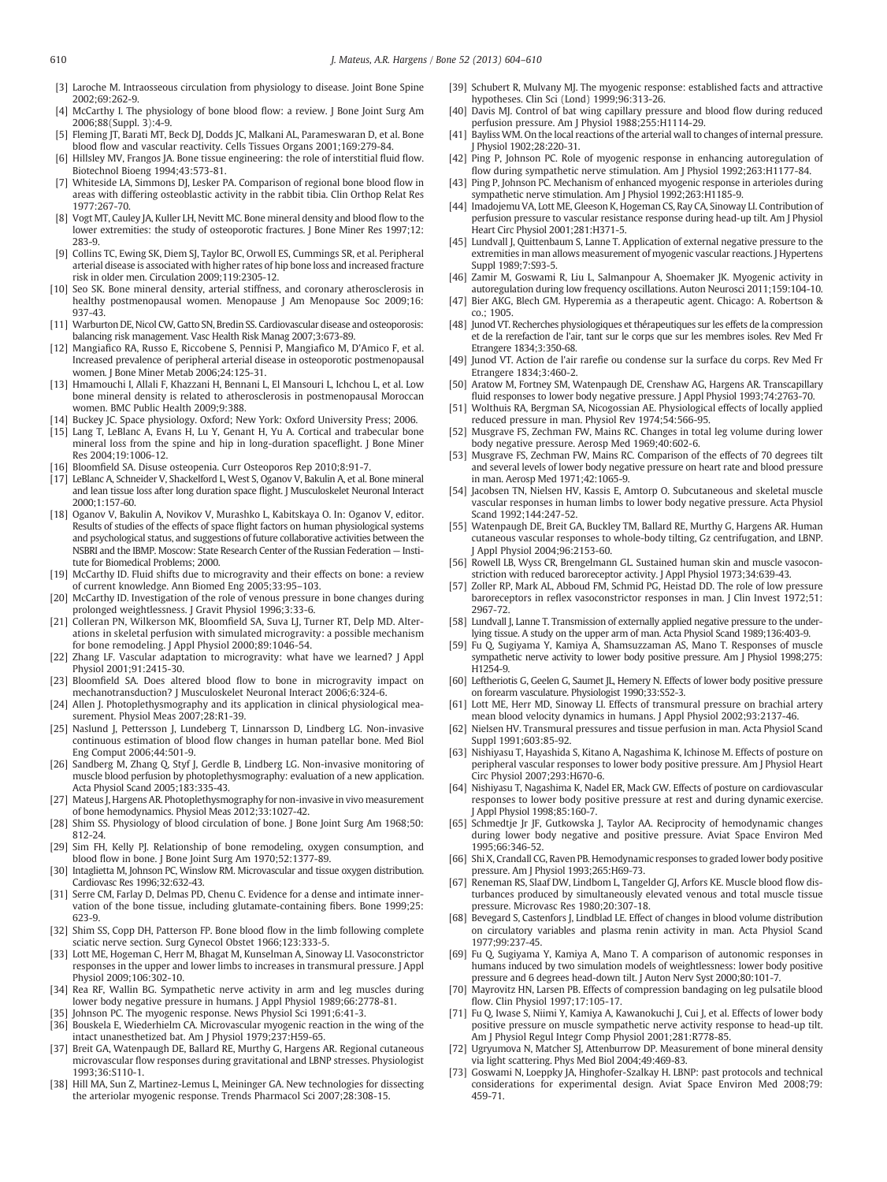[3] Laroche M. Intraosseous circulation from physiology to disease. Joint Bone Spine 2002;69:262-9.

[4] McCarthy I. The physiology of bone blood flow: a review. J Bone Joint Surg Am 2006;88(Suppl. 3):4-9.

[5] Fleming JT, Barati MT, Beck DJ, Dodds JC, Malkani AL, Parameswaran D, et al. Bone blood flow and vascular reactivity. Cells Tissues Organs 2001;169:279-84.

[6] Hillsley MV, Frangos JA. Bone tissue engineering: the role of interstitial fluid flow. Biotechnol Bioeng 1994;43:573-81.

[7] Whiteside LA, Simmons DJ, Lesker PA. Comparison of regional bone blood flow in areas with differing osteoblastic activity in the rabbit tibia. Clin Orthop Relat Res 1977:267-70.

[8] Vogt MT, Cauley JA, Kuller LH, Nevitt MC. Bone mineral density and blood flow to the lower extremities: the study of osteoporotic fractures. J Bone Miner Res 1997;12: 283-9.

[9] Collins TC, Ewing SK, Diem SJ, Taylor BC, Orwoll ES, Cummings SR, et al. Peripheral arterial disease is associated with higher rates of hip bone loss and increased fracture risk in older men. Circulation 2009;119:2305-12.

[10] Seo SK. Bone mineral density, arterial stiffness, and coronary atherosclerosis in healthy postmenopausal women. Menopause J Am Menopause Soc 2009;16: 937-43.

[11] Warburton DE, Nicol CW, Gatto SN, Bredin SS. Cardiovascular disease and osteoporosis: balancing risk management. Vasc Health Risk Manag 2007;3:673-89.

[12] Mangiafico RA, Russo E, Riccobene S, Pennisi P, Mangiafico M, D'Amico F, et al. Increased prevalence of peripheral arterial disease in osteoporotic postmenopausal women. J Bone Miner Metab 2006;24:125-31.

[13] Hmamouchi I, Allali F, Khazzani H, Bennani L, El Mansouri L, Ichchou L, et al. Low bone mineral density is related to atherosclerosis in postmenopausal Moroccan women. BMC Public Health 2009;9:388.

[14] Buckey JC. Space physiology. Oxford; New York: Oxford University Press; 2006.

[15] Lang T, LeBlanc A, Evans H, Lu Y, Genant H, Yu A. Cortical and trabecular bone mineral loss from the spine and hip in long-duration spaceflight. J Bone Miner Res 2004;19:1006-12.

[16] Bloomfield SA. Disuse osteopenia. Curr Osteoporos Rep 2010;8:91-7.

[17] LeBlanc A, Schneider V, Shackelford L, West S, Oganov V, Bakulin A, et al. Bone mineral and lean tissue loss after long duration space flight. J Musculoskelet Neuronal Interact 2000;1:157-60.

[18] Oganov V, Bakulin A, Novikov V, Murashko L, Kabitskaya O. In: Oganov V, editor. Results of studies of the effects of space flight factors on human physiological systems and psychological status, and suggestions of future collaborative activities between the NSBRI and the IBMP. Moscow: State Research Center of the Russian Federation — Institute for Biomedical Problems; 2000.

[19] McCarthy ID. Fluid shifts due to microgravity and their effects on bone: a review of current knowledge. Ann Biomed Eng 2005;33:95–103.

[20] McCarthy ID. Investigation of the role of venous pressure in bone changes during prolonged weightlessness. J Gravit Physiol 1996;3:33-6.

[21] Colleran PN, Wilkerson MK, Bloomfield SA, Suva LJ, Turner RT, Delp MD. Alterations in skeletal perfusion with simulated microgravity: a possible mechanism for bone remodeling. J Appl Physiol 2000;89:1046-54.

[22] Zhang LF. Vascular adaptation to microgravity: what have we learned? J Appl Physiol 2001;91:2415-30.

[23] Bloomfield SA. Does altered blood flow to bone in microgravity impact on mechanotransduction? J Musculoskelet Neuronal Interact 2006;6:324-6.

[24] Allen J. Photoplethysmography and its application in clinical physiological measurement. Physiol Meas 2007;28:R1-39.

[25] Naslund J, Pettersson J, Lundeberg T, Linnarsson D, Lindberg LG. Non-invasive continuous estimation of blood flow changes in human patellar bone. Med Biol Eng Comput 2006;44:501-9.

[26] Sandberg M, Zhang Q, Styf J, Gerdle B, Lindberg LG. Non-invasive monitoring of muscle blood perfusion by photoplethysmography: evaluation of a new application. Acta Physiol Scand 2005;183:335-43.

[27] Mateus J, Hargens AR. Photoplethysmography for non-invasive in vivo measurement of bone hemodynamics. Physiol Meas 2012;33:1027-42.

[28] Shim SS. Physiology of blood circulation of bone. J Bone Joint Surg Am 1968;50: 812-24.

[29] Sim FH, Kelly PJ. Relationship of bone remodeling, oxygen consumption, and blood flow in bone. J Bone Joint Surg Am 1970;52:1377-89.

[30] Intaglietta M, Johnson PC, Winslow RM. Microvascular and tissue oxygen distribution. Cardiovasc Res 1996;32:632-43.

[31] Serre CM, Farlay D, Delmas PD, Chenu C. Evidence for a dense and intimate innervation of the bone tissue, including glutamate-containing fibers. Bone 1999;25: 623-9.

[32] Shim SS, Copp DH, Patterson FP. Bone blood flow in the limb following complete sciatic nerve section. Surg Gynecol Obstet 1966;123:333-5.

[33] Lott ME, Hogeman C, Herr M, Bhagat M, Kunselman A, Sinoway LI. Vasoconstrictor responses in the upper and lower limbs to increases in transmural pressure. J Appl Physiol 2009;106:302-10.

[34] Rea RF, Wallin BG. Sympathetic nerve activity in arm and leg muscles during lower body negative pressure in humans. J Appl Physiol 1989;66:2778-81.

[35] Johnson PC. The myogenic response. News Physiol Sci 1991;6:41-3.

[36] Bouskela E, Wiederhielm CA. Microvascular myogenic reaction in the wing of the intact unanesthetized bat. Am J Physiol 1979;237:H59-65.

[37] Breit GA, Watenpaugh DE, Ballard RE, Murthy G, Hargens AR. Regional cutaneous microvascular flow responses during gravitational and LBNP stresses. Physiologist 1993;36:S110-1.

[38] Hill MA, Sun Z, Martinez-Lemus L, Meininger GA. New technologies for dissecting the arteriolar myogenic response. Trends Pharmacol Sci 2007;28:308-15.

[39] Schubert R, Mulvany MJ. The myogenic response: established facts and attractive hypotheses. Clin Sci (Lond) 1999;96:313-26.

[40] Davis MJ. Control of bat wing capillary pressure and blood flow during reduced perfusion pressure. Am J Physiol 1988;255:H1114-29.

[41] Bayliss WM. On the local reactions of the arterial wall to changes of internal pressure. J Physiol 1902;28:220-31.

[42] Ping P, Johnson PC. Role of myogenic response in enhancing autoregulation of flow during sympathetic nerve stimulation. Am J Physiol 1992;263:H1177-84.

[43] Ping P, Johnson PC. Mechanism of enhanced myogenic response in arterioles during sympathetic nerve stimulation. Am J Physiol 1992;263:H1185-9.

[44] Imadojemu VA, Lott ME, Gleeson K, Hogeman CS, Ray CA, Sinoway LI. Contribution of perfusion pressure to vascular resistance response during head-up tilt. Am J Physiol Heart Circ Physiol 2001;281:H371-5.

[45] Lundvall J, Quittenbaum S, Lanne T. Application of external negative pressure to the extremities in man allows measurement of myogenic vascular reactions. J Hypertens Suppl 1989;7:S93-5.

[46] Zamir M, Goswami R, Liu L, Salmanpour A, Shoemaker JK. Myogenic activity in autoregulation during low frequency oscillations. Auton Neurosci 2011;159:104-10.

[47] Bier AKG, Blech GM. Hyperemia as a therapeutic agent. Chicago: A. Robertson & co.; 1905.

[48] Junod VT. Recherches physiologiques et thérapeutiques sur les effets de la compression et de la rerefaction de l'air, tant sur le corps que sur les membres isoles. Rev Med Fr Etrangere 1834;3:350-68.

[49] Junod VT. Action de l'air rarefie ou condense sur la surface du corps. Rev Med Fr Etrangere 1834;3:460-2.

[50] Aratow M, Fortney SM, Watenpaugh DE, Crenshaw AG, Hargens AR. Transcapillary fluid responses to lower body negative pressure. J Appl Physiol 1993;74:2763-70.

[51] Wolthuis RA, Bergman SA, Nicogossian AE. Physiological effects of locally applied reduced pressure in man. Physiol Rev 1974;54:566-95.

[52] Musgrave FS, Zechman FW, Mains RC. Changes in total leg volume during lower body negative pressure. Aerosp Med 1969;40:602-6.

[53] Musgrave FS, Zechman FW, Mains RC. Comparison of the effects of 70 degrees tilt and several levels of lower body negative pressure on heart rate and blood pressure in man. Aerosp Med 1971;42:1065-9.

[54] Jacobsen TN, Nielsen HV, Kassis E, Amtorp O. Subcutaneous and skeletal muscle vascular responses in human limbs to lower body negative pressure. Acta Physiol Scand 1992;144:247-52.

[55] Watenpaugh DE, Breit GA, Buckley TM, Ballard RE, Murthy G, Hargens AR. Human cutaneous vascular responses to whole-body tilting, Gz centrifugation, and LBNP. J Appl Physiol 2004;96:2153-60.

[56] Rowell LB, Wyss CR, Brengelmann GL. Sustained human skin and muscle vasoconstriction with reduced baroreceptor activity. J Appl Physiol 1973;34:639-43.

[57] Zoller RP, Mark AL, Abboud FM, Schmid PG, Heistad DD. The role of low pressure baroreceptors in reflex vasoconstrictor responses in man. J Clin Invest 1972;51: 2967-72.

[58] Lundvall J, Lanne T. Transmission of externally applied negative pressure to the underlying tissue. A study on the upper arm of man. Acta Physiol Scand 1989;136:403-9.

[59] Fu Q, Sugiyama Y, Kamiya A, Shamsuzzaman AS, Mano T. Responses of muscle sympathetic nerve activity to lower body positive pressure. Am J Physiol 1998;275: H1254-9.

[60] Leftheriotis G, Geelen G, Saumet JL, Hemery N. Effects of lower body positive pressure on forearm vasculature. Physiologist 1990;33:S52-3.

[61] Lott ME, Herr MD, Sinoway LI. Effects of transmural pressure on brachial artery mean blood velocity dynamics in humans. J Appl Physiol 2002;93:2137-46.

[62] Nielsen HV. Transmural pressures and tissue perfusion in man. Acta Physiol Scand Suppl 1991;603:85-92.

[63] Nishiyasu T, Hayashida S, Kitano A, Nagashima K, Ichinose M. Effects of posture on peripheral vascular responses to lower body positive pressure. Am J Physiol Heart Circ Physiol 2007;293:H670-6.

[64] Nishiyasu T, Nagashima K, Nadel ER, Mack GW. Effects of posture on cardiovascular responses to lower body positive pressure at rest and during dynamic exercise. J Appl Physiol 1998;85:160-7.

[65] Schmedtje Jr JF, Gutkowska J, Taylor AA. Reciprocity of hemodynamic changes during lower body negative and positive pressure. Aviat Space Environ Med 1995;66:346-52.

[66] Shi X, Crandall CG, Raven PB. Hemodynamic responses to graded lower body positive pressure. Am J Physiol 1993;265:H69-73.

[67] Reneman RS, Slaaf DW, Lindbom L, Tangelder GJ, Arfors KE. Muscle blood flow disturbances produced by simultaneously elevated venous and total muscle tissue pressure. Microvasc Res 1980;20:307-18.

[68] Bevegard S, Castenfors J, Lindblad LE. Effect of changes in blood volume distribution on circulatory variables and plasma renin activity in man. Acta Physiol Scand 1977;99:237-45.

[69] Fu Q, Sugiyama Y, Kamiya A, Mano T. A comparison of autonomic responses in humans induced by two simulation models of weightlessness: lower body positive pressure and 6 degrees head-down tilt. J Auton Nerv Syst 2000;80:101-7.

[70] Mayrovitz HN, Larsen PB. Effects of compression bandaging on leg pulsatile blood flow. Clin Physiol 1997;17:105-17.

[71] Fu Q, Iwase S, Niimi Y, Kamiya A, Kawanokuchi J, Cui J, et al. Effects of lower body positive pressure on muscle sympathetic nerve activity response to head-up tilt. Am J Physiol Regul Integr Comp Physiol 2001;281:R778-85.

[72] Ugryumova N, Matcher SJ, Attenburrow DP. Measurement of bone mineral density via light scattering. Phys Med Biol 2004;49:469-83.

[73] Goswami N, Loeppky JA, Hinghofer-Szalkay H. LBNP: past protocols and technical considerations for experimental design. Aviat Space Environ Med 2008;79: 459-71.